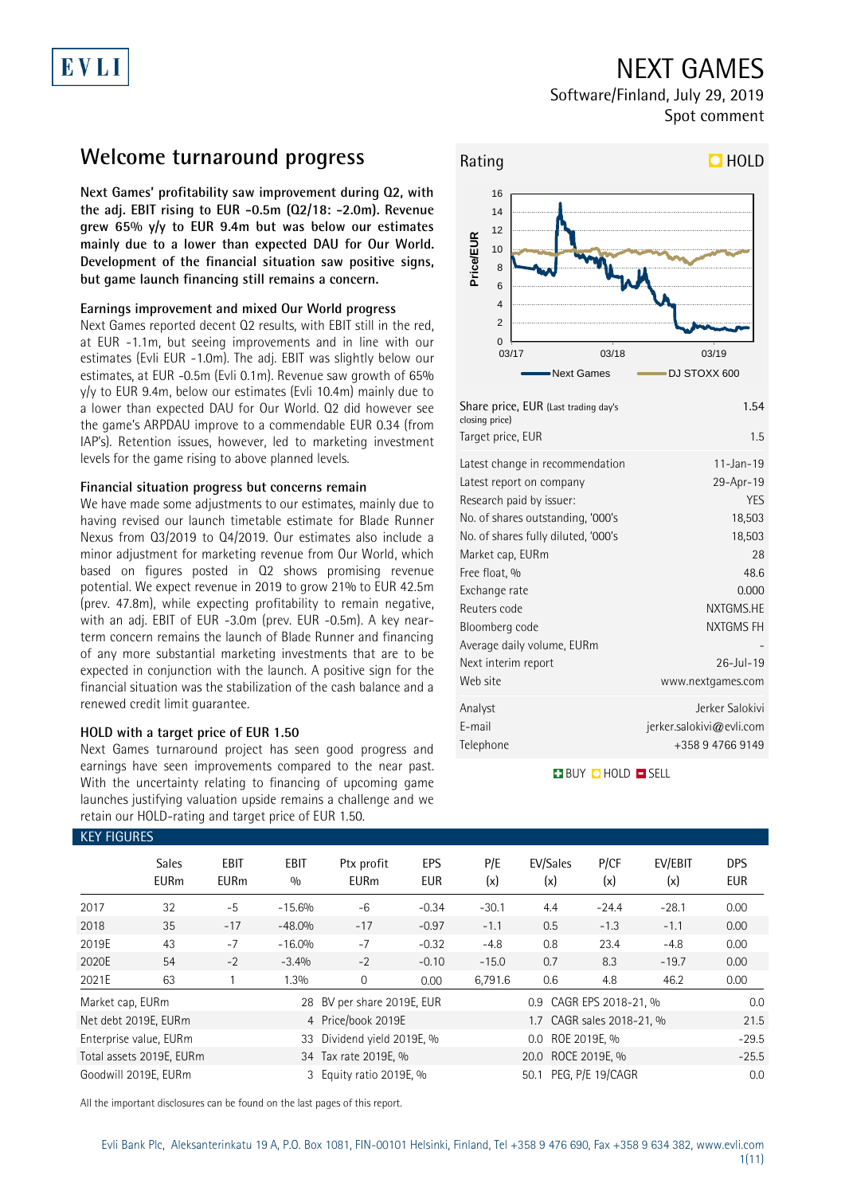EVLI

# NEXT GAMES

Software/Finland, July 29, 2019

Spot comment

## Welcome turnaround progress

**Next Games' profitability saw improvement during Q2, with the adj. EBIT rising to EUR -0.5m (Q2/18: -2.0m). Revenue grew 65% y/y to EUR 9.4m but was below our estimates mainly due to a lower than expected DAU for Our World. Development of the financial situation saw positive signs, but game launch financing still remains a concern.**

### Earnings improvement and mixed Our World progress

Next Games reported decent Q2 results, with EBIT still in the red, at EUR -1.1m, but seeing improvements and in line with our estimates (Evli EUR -1.0m). The adj. EBIT was slightly below our estimates, at EUR -0.5m (Evli 0.1m). Revenue saw growth of 65% y/y to EUR 9.4m, below our estimates (Evli 10.4m) mainly due to a lower than expected DAU for Our World. Q2 did however see the game's ARPDAU improve to a commendable EUR 0.34 (from IAP's). Retention issues, however, led to marketing investment levels for the game rising to above planned levels.

### Financial situation progress but concerns remain

We have made some adjustments to our estimates, mainly due to having revised our launch timetable estimate for Blade Runner Nexus from Q3/2019 to Q4/2019. Our estimates also include a minor adjustment for marketing revenue from Our World, which based on figures posted in Q2 shows promising revenue potential. We expect revenue in 2019 to grow 21% to EUR 42.5m (prev. 47.8m), while expecting profitability to remain negative, with an adj. EBIT of EUR -3.0m (prev. EUR -0.5m). A key near-term concern remains the launch of Blade Runner and financing of any more substantial marketing investments that are to be expected in conjunction with the launch. A positive sign for the financial situation was the stabilization of the cash balance and a renewed credit limit guarantee.

### HOLD with a target price of EUR 1.50

Next Games turnaround project has seen good progress and earnings have seen improvements compared to the near past. With the uncertainty relating to financing of upcoming game launches justifying valuation upside remains a challenge and we retain our HOLD-rating and target price of EUR 1.50.

Rating: HOLD

| | |
|---|---|
| Share price, EUR (Last trading day's closing price) | 1.54 |
| Target price, EUR | 1.5 |
| Latest change in recommendation | 11-Jan-19 |
| Latest report on company | 29-Apr-19 |
| Research paid by issuer: | YES |
| No. of shares outstanding, '000's | 18,503 |
| No. of shares fully diluted, '000's | 18,503 |
| Market cap, EURm | 28 |
| Free float, % | 48.6 |
| Exchange rate | 0.000 |
| Reuters code | NXTGMS.HE |
| Bloomberg code | NXTGMS FH |
| Average daily volume, EURm | - |
| Next interim report | 26-Jul-19 |
| Web site | www.nextgames.com |
| Analyst | Jerker Salokivi |
| E-mail | jerker.salokivi@evli.com |
| Telephone | +358 9 4766 9149 |

BUY HOLD SELL

### KEY FIGURES

| | Sales EURm | EBIT EURm | EBIT % | Ptx profit EURm | EPS EUR | P/E (x) | EV/Sales (x) | P/CF (x) | EV/EBIT (x) | DPS EUR |
|---|---|---|---|---|---|---|---|---|---|---|
| 2017 | 32 | -5 | -15.6% | -6 | -0.34 | -30.1 | 4.4 | -24.4 | -28.1 | 0.00 |
| 2018 | 35 | -17 | -48.0% | -17 | -0.97 | -1.1 | 0.5 | -1.3 | -1.1 | 0.00 |
| 2019E | 43 | -7 | -16.0% | -7 | -0.32 | -4.8 | 0.8 | 23.4 | -4.8 | 0.00 |
| 2020E | 54 | -2 | -3.4% | -2 | -0.10 | -15.0 | 0.7 | 8.3 | -19.7 | 0.00 |
| 2021E | 63 | 1 | 1.3% | 0 | 0.00 | 6,791.6 | 0.6 | 4.8 | 46.2 | 0.00 |

| | | | | | |
|---|---|---|---|---|---|
| Market cap, EURm | 28 | BV per share 2019E, EUR | 0.9 | CAGR EPS 2018-21, % | 0.0 |
| Net debt 2019E, EURm | 4 | Price/book 2019E | 1.7 | CAGR sales 2018-21, % | 21.5 |
| Enterprise value, EURm | 33 | Dividend yield 2019E, % | 0.0 | ROE 2019E, % | -29.5 |
| Total assets 2019E, EURm | 34 | Tax rate 2019E, % | 20.0 | ROCE 2019E, % | -25.5 |
| Goodwill 2019E, EURm | 3 | Equity ratio 2019E, % | 50.1 | PEG, P/E 19/CAGR | 0.0 |

All the important disclosures can be found on the last pages of this report.

Evli Bank Plc, Aleksanterinkatu 19 A, P.O. Box 1081, FIN-00101 Helsinki, Finland, Tel +358 9 476 690, Fax +358 9 634 382, www.evli.com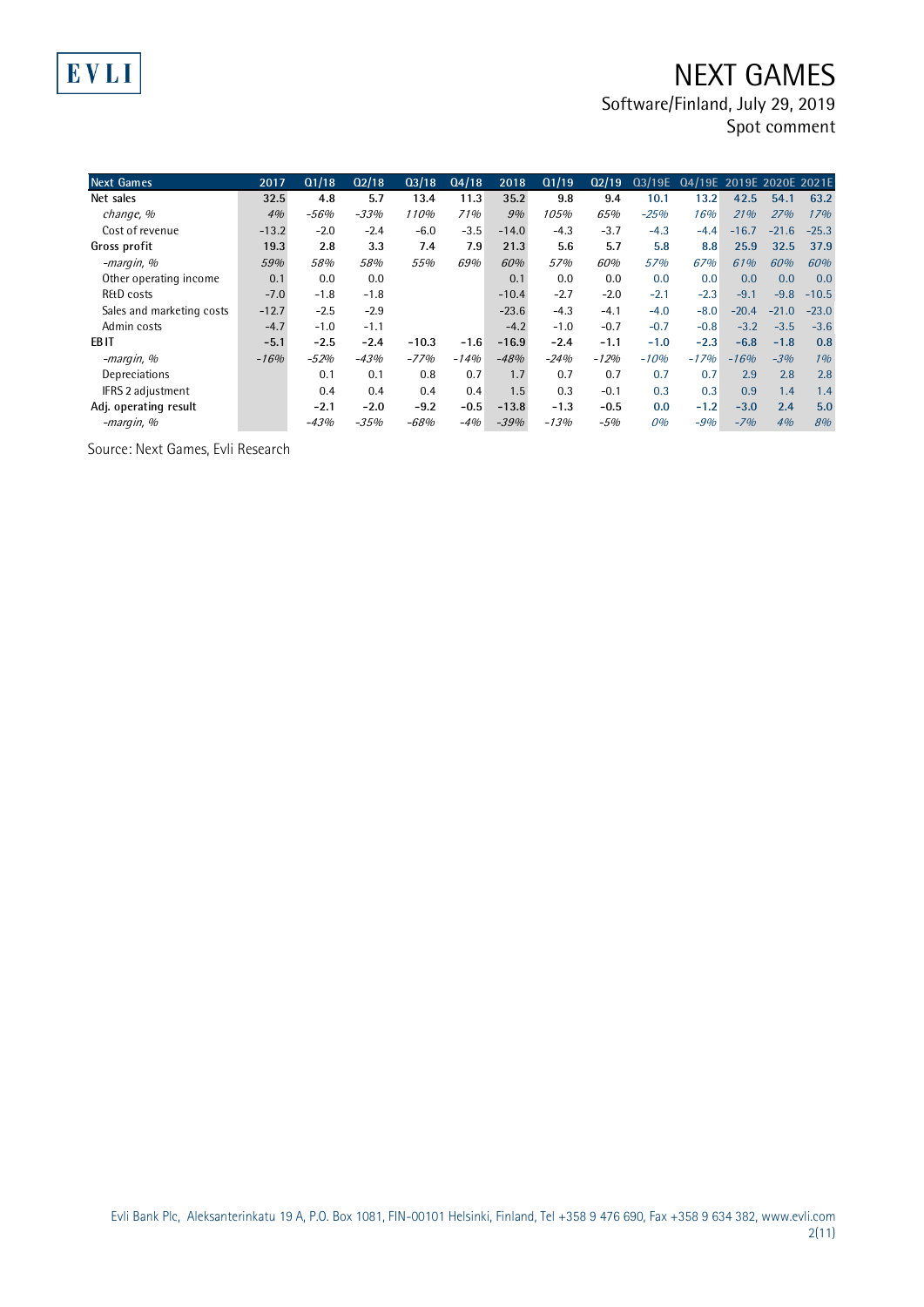| Next Games | 2017 | Q1/18 | Q2/18 | Q3/18 | Q4/18 | 2018 | Q1/19 | Q2/19 | Q3/19E | Q4/19E | 2019E | 2020E | 2021E |
|---|---|---|---|---|---|---|---|---|---|---|---|---|---|
| **Net sales** | **32.5** | **4.8** | **5.7** | **13.4** | **11.3** | **35.2** | **9.8** | **9.4** | **10.1** | **13.2** | **42.5** | **54.1** | **63.2** |
| *change, %* | *4%* | *-56%* | *-33%* | *110%* | *71%* | *9%* | *105%* | *65%* | *-25%* | *16%* | *21%* | *27%* | *17%* |
| Cost of revenue | -13.2 | -2.0 | -2.4 | -6.0 | -3.5 | -14.0 | -4.3 | -3.7 | -4.3 | -4.4 | -16.7 | -21.6 | -25.3 |
| **Gross profit** | **19.3** | **2.8** | **3.3** | **7.4** | **7.9** | **21.3** | **5.6** | **5.7** | **5.8** | **8.8** | **25.9** | **32.5** | **37.9** |
| *-margin, %* | *59%* | *58%* | *58%* | *55%* | *69%* | *60%* | *57%* | *60%* | *57%* | *67%* | *61%* | *60%* | *60%* |
| Other operating income | 0.1 | 0.0 | 0.0 | | | 0.1 | 0.0 | 0.0 | 0.0 | 0.0 | 0.0 | 0.0 | 0.0 |
| R&D costs | -7.0 | -1.8 | -1.8 | | | -10.4 | -2.7 | -2.0 | -2.1 | -2.3 | -9.1 | -9.8 | -10.5 |
| Sales and marketing costs | -12.7 | -2.5 | -2.9 | | | -23.6 | -4.3 | -4.1 | -4.0 | -8.0 | -20.4 | -21.0 | -23.0 |
| Admin costs | -4.7 | -1.0 | -1.1 | | | -4.2 | -1.0 | -0.7 | -0.7 | -0.8 | -3.2 | -3.5 | -3.6 |
| **EBIT** | **-5.1** | **-2.5** | **-2.4** | **-10.3** | **-1.6** | **-16.9** | **-2.4** | **-1.1** | **-1.0** | **-2.3** | **-6.8** | **-1.8** | **0.8** |
| *-margin, %* | *-16%* | *-52%* | *-43%* | *-77%* | *-14%* | *-48%* | *-24%* | *-12%* | *-10%* | *-17%* | *-16%* | *-3%* | *1%* |
| Depreciations | | 0.1 | 0.1 | 0.8 | 0.7 | 1.7 | 0.7 | 0.7 | 0.7 | 0.7 | 2.9 | 2.8 | 2.8 |
| IFRS 2 adjustment | | 0.4 | 0.4 | 0.4 | 0.4 | 1.5 | 0.3 | -0.1 | 0.3 | 0.3 | 0.9 | 1.4 | 1.4 |
| **Adj. operating result** | | **-2.1** | **-2.0** | **-9.2** | **-0.5** | **-13.8** | **-1.3** | **-0.5** | **0.0** | **-1.2** | **-3.0** | **2.4** | **5.0** |
| *-margin, %* | | *-43%* | *-35%* | *-68%* | *-4%* | *-39%* | *-13%* | *-5%* | *0%* | *-9%* | *-7%* | *4%* | *8%* |

Source: Next Games, Evli Research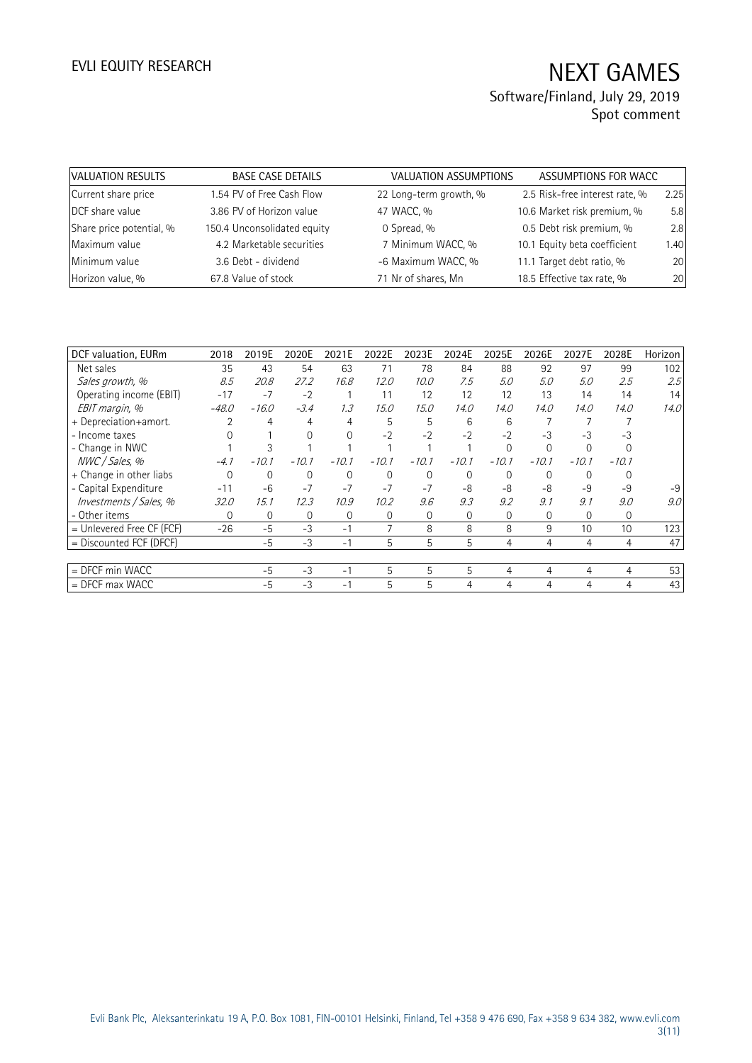| VALUATION RESULTS | BASE CASE DETAILS | | VALUATION ASSUMPTIONS | | ASSUMPTIONS FOR WACC | |
|---|---|---|---|---|---|---|
| Current share price | 1.54 | PV of Free Cash Flow | 22 | Long-term growth, % | 2.5 | Risk-free interest rate, % | 2.25 |
| DCF share value | 3.86 | PV of Horizon value | 47 | WACC, % | 10.6 | Market risk premium, % | 5.8 |
| Share price potential, % | 150.4 | Unconsolidated equity | 0 | Spread, % | 0.5 | Debt risk premium, % | 2.8 |
| Maximum value | 4.2 | Marketable securities | 7 | Minimum WACC, % | 10.1 | Equity beta coefficient | 1.40 |
| Minimum value | 3.6 | Debt - dividend | -6 | Maximum WACC, % | 11.1 | Target debt ratio, % | 20 |
| Horizon value, % | 67.8 | Value of stock | 71 | Nr of shares, Mn | 18.5 | Effective tax rate, % | 20 |

| DCF valuation, EURm | 2018 | 2019E | 2020E | 2021E | 2022E | 2023E | 2024E | 2025E | 2026E | 2027E | 2028E | Horizon |
|---|---|---|---|---|---|---|---|---|---|---|---|---|
| Net sales | 35 | 43 | 54 | 63 | 71 | 78 | 84 | 88 | 92 | 97 | 99 | 102 |
| *Sales growth, %* | *8.5* | *20.8* | *27.2* | *16.8* | *12.0* | *10.0* | *7.5* | *5.0* | *5.0* | *5.0* | *2.5* | *2.5* |
| Operating income (EBIT) | -17 | -7 | -2 | 1 | 11 | 12 | 12 | 12 | 13 | 14 | 14 | 14 |
| *EBIT margin, %* | *-48.0* | *-16.0* | *-3.4* | *1.3* | *15.0* | *15.0* | *14.0* | *14.0* | *14.0* | *14.0* | *14.0* | *14.0* |
| + Depreciation+amort. | 2 | 4 | 4 | 4 | 5 | 5 | 6 | 6 | 7 | 7 | 7 | |
| - Income taxes | 0 | 1 | 0 | 0 | -2 | -2 | -2 | -2 | -3 | -3 | -3 | |
| - Change in NWC | 1 | 3 | 1 | 1 | 1 | 1 | 1 | 0 | 0 | 0 | 0 | |
| *NWC / Sales, %* | *-4.1* | *-10.1* | *-10.1* | *-10.1* | *-10.1* | *-10.1* | *-10.1* | *-10.1* | *-10.1* | *-10.1* | *-10.1* | |
| + Change in other liabs | 0 | 0 | 0 | 0 | 0 | 0 | 0 | 0 | 0 | 0 | 0 | |
| - Capital Expenditure | -11 | -6 | -7 | -7 | -7 | -7 | -8 | -8 | -8 | -9 | -9 | -9 |
| *Investments / Sales, %* | *32.0* | *15.1* | *12.3* | *10.9* | *10.2* | *9.6* | *9.3* | *9.2* | *9.1* | *9.1* | *9.0* | *9.0* |
| - Other items | 0 | 0 | 0 | 0 | 0 | 0 | 0 | 0 | 0 | 0 | 0 | |
| = Unlevered Free CF (FCF) | -26 | -5 | -3 | -1 | 7 | 8 | 8 | 8 | 9 | 10 | 10 | 123 |
| = Discounted FCF (DFCF) | | -5 | -3 | -1 | 5 | 5 | 5 | 4 | 4 | 4 | 4 | 47 |
| | | | | | | | | | | | | |
| = DFCF min WACC | | -5 | -3 | -1 | 5 | 5 | 5 | 4 | 4 | 4 | 4 | 53 |
| = DFCF max WACC | | -5 | -3 | -1 | 5 | 5 | 4 | 4 | 4 | 4 | 4 | 43 |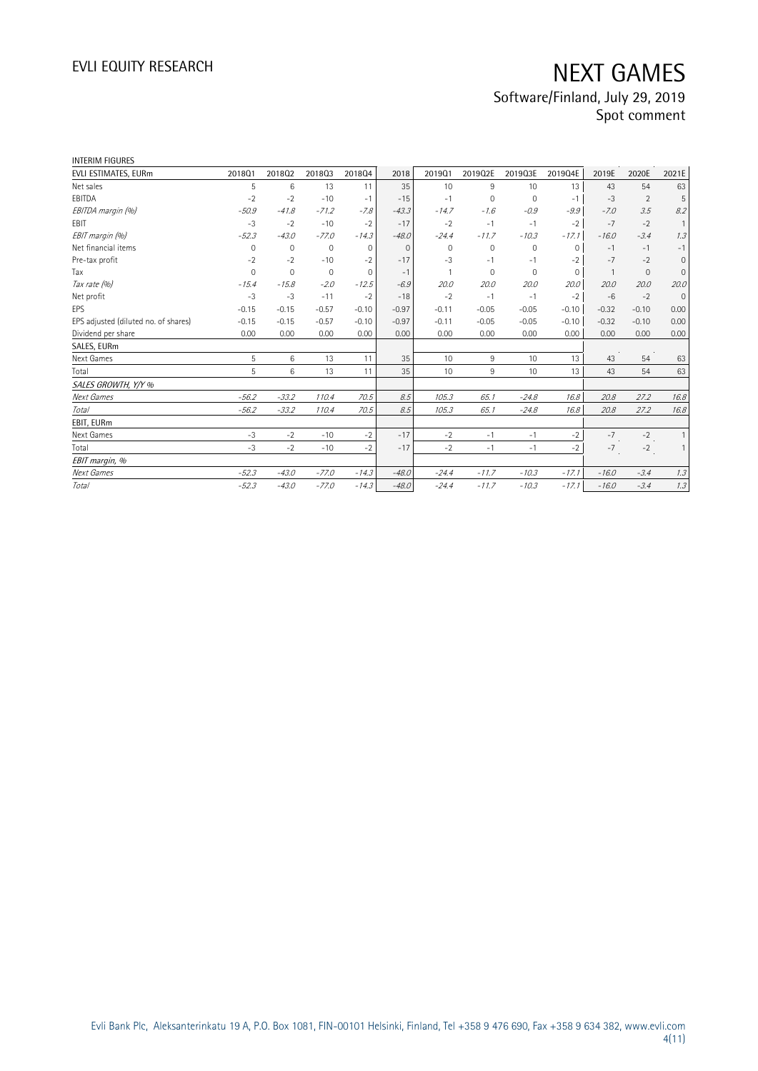INTERIM FIGURES

| EVLI ESTIMATES, EURm | 2018Q1 | 2018Q2 | 2018Q3 | 2018Q4 | 2018 | 2019Q1 | 2019Q2E | 2019Q3E | 2019Q4E | 2019E | 2020E | 2021E |
|---|---|---|---|---|---|---|---|---|---|---|---|---|
| Net sales | 5 | 6 | 13 | 11 | 35 | 10 | 9 | 10 | 13 | 43 | 54 | 63 |
| EBITDA | -2 | -2 | -10 | -1 | -15 | -1 | 0 | 0 | -1 | -3 | 2 | 5 |
| *EBITDA margin (%)* | *-50.9* | *-41.8* | *-71.2* | *-7.8* | *-43.3* | *-14.7* | *-1.6* | *-0.9* | *-9.9* | *-7.0* | *3.5* | *8.2* |
| EBIT | -3 | -2 | -10 | -2 | -17 | -2 | -1 | -1 | -2 | -7 | -2 | 1 |
| *EBIT margin (%)* | *-52.3* | *-43.0* | *-77.0* | *-14.3* | *-48.0* | *-24.4* | *-11.7* | *-10.3* | *-17.1* | *-16.0* | *-3.4* | *1.3* |
| Net financial items | 0 | 0 | 0 | 0 | 0 | 0 | 0 | 0 | 0 | -1 | -1 | -1 |
| Pre-tax profit | -2 | -2 | -10 | -2 | -17 | -3 | -1 | -1 | -2 | -7 | -2 | 0 |
| Tax | 0 | 0 | 0 | 0 | -1 | 1 | 0 | 0 | 0 | 1 | 0 | 0 |
| *Tax rate (%)* | *-15.4* | *-15.8* | *-2.0* | *-12.5* | *-6.9* | *20.0* | *20.0* | *20.0* | *20.0* | *20.0* | *20.0* | *20.0* |
| Net profit | -3 | -3 | -11 | -2 | -18 | -2 | -1 | -1 | -2 | -6 | -2 | 0 |
| EPS | -0.15 | -0.15 | -0.57 | -0.10 | -0.97 | -0.11 | -0.05 | -0.05 | -0.10 | -0.32 | -0.10 | 0.00 |
| EPS adjusted (diluted no. of shares) | -0.15 | -0.15 | -0.57 | -0.10 | -0.97 | -0.11 | -0.05 | -0.05 | -0.10 | -0.32 | -0.10 | 0.00 |
| Dividend per share | 0.00 | 0.00 | 0.00 | 0.00 | 0.00 | 0.00 | 0.00 | 0.00 | 0.00 | 0.00 | 0.00 | 0.00 |
| SALES, EURm | | | | | | | | | | | | |
| Next Games | 5 | 6 | 13 | 11 | 35 | 10 | 9 | 10 | 13 | 43 | 54 | 63 |
| Total | 5 | 6 | 13 | 11 | 35 | 10 | 9 | 10 | 13 | 43 | 54 | 63 |
| *SALES GROWTH, Y/Y %* | | | | | | | | | | | | |
| *Next Games* | *-56.2* | *-33.2* | *110.4* | *70.5* | *8.5* | *105.3* | *65.1* | *-24.8* | *16.8* | *20.8* | *27.2* | *16.8* |
| *Total* | *-56.2* | *-33.2* | *110.4* | *70.5* | *8.5* | *105.3* | *65.1* | *-24.8* | *16.8* | *20.8* | *27.2* | *16.8* |
| EBIT, EURm | | | | | | | | | | | | |
| Next Games | -3 | -2 | -10 | -2 | -17 | -2 | -1 | -1 | -2 | -7 | -2 | 1 |
| Total | -3 | -2 | -10 | -2 | -17 | -2 | -1 | -1 | -2 | -7 | -2 | 1 |
| *EBIT margin, %* | | | | | | | | | | | | |
| *Next Games* | *-52.3* | *-43.0* | *-77.0* | *-14.3* | *-48.0* | *-24.4* | *-11.7* | *-10.3* | *-17.1* | *-16.0* | *-3.4* | *1.3* |
| *Total* | *-52.3* | *-43.0* | *-77.0* | *-14.3* | *-48.0* | *-24.4* | *-11.7* | *-10.3* | *-17.1* | *-16.0* | *-3.4* | *1.3* |

Evli Bank Plc, Aleksanterinkatu 19 A, P.O. Box 1081, FIN-00101 Helsinki, Finland, Tel +358 9 476 690, Fax +358 9 634 382, www.evli.com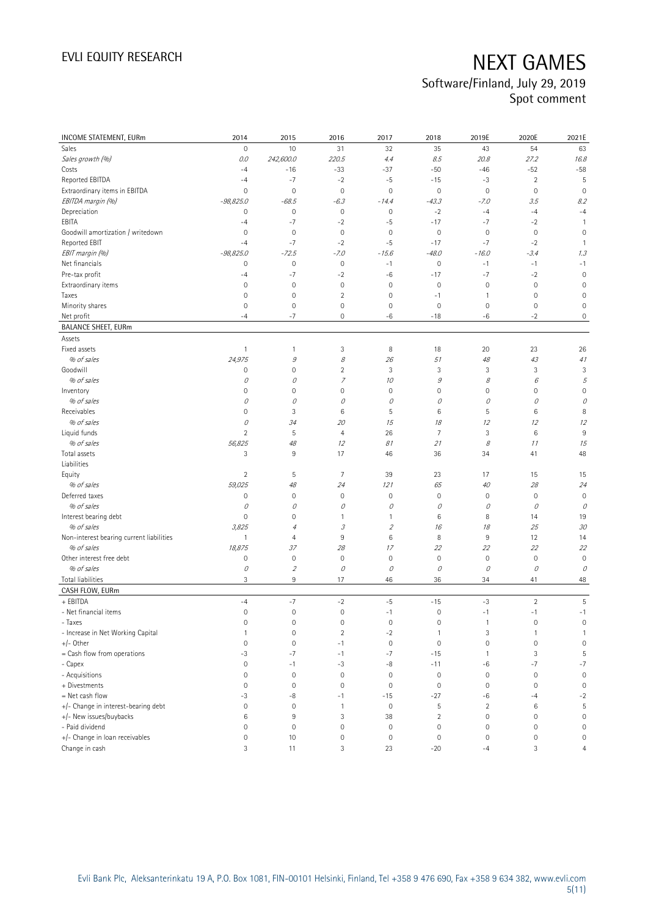| INCOME STATEMENT, EURm | 2014 | 2015 | 2016 | 2017 | 2018 | 2019E | 2020E | 2021E |
|---|---|---|---|---|---|---|---|---|
| Sales | 0 | 10 | 31 | 32 | 35 | 43 | 54 | 63 |
| *Sales growth (%)* | *0.0* | *242,600.0* | *220.5* | *4.4* | *8.5* | *20.8* | *27.2* | *16.8* |
| Costs | -4 | -16 | -33 | -37 | -50 | -46 | -52 | -58 |
| Reported EBITDA | -4 | -7 | -2 | -5 | -15 | -3 | 2 | 5 |
| Extraordinary items in EBITDA | 0 | 0 | 0 | 0 | 0 | 0 | 0 | 0 |
| *EBITDA margin (%)* | *-98,825.0* | *-68.5* | *-6.3* | *-14.4* | *-43.3* | *-7.0* | *3.5* | *8.2* |
| Depreciation | 0 | 0 | 0 | 0 | -2 | -4 | -4 | -4 |
| EBITA | -4 | -7 | -2 | -5 | -17 | -7 | -2 | 1 |
| Goodwill amortization / writedown | 0 | 0 | 0 | 0 | 0 | 0 | 0 | 0 |
| Reported EBIT | -4 | -7 | -2 | -5 | -17 | -7 | -2 | 1 |
| *EBIT margin (%)* | *-98,825.0* | *-72.5* | *-7.0* | *-15.6* | *-48.0* | *-16.0* | *-3.4* | *1.3* |
| Net financials | 0 | 0 | 0 | -1 | 0 | -1 | -1 | -1 |
| Pre-tax profit | -4 | -7 | -2 | -6 | -17 | -7 | -2 | 0 |
| Extraordinary items | 0 | 0 | 0 | 0 | 0 | 0 | 0 | 0 |
| Taxes | 0 | 0 | 2 | 0 | -1 | 1 | 0 | 0 |
| Minority shares | 0 | 0 | 0 | 0 | 0 | 0 | 0 | 0 |
| Net profit | -4 | -7 | 0 | -6 | -18 | -6 | -2 | 0 |
| **BALANCE SHEET, EURm** | | | | | | | | |
| Assets | | | | | | | | |
| Fixed assets | 1 | 1 | 3 | 8 | 18 | 20 | 23 | 26 |
| *% of sales* | *24,975* | *9* | *8* | *26* | *51* | *48* | *43* | *41* |
| Goodwill | 0 | 0 | 2 | 3 | 3 | 3 | 3 | 3 |
| *% of sales* | *0* | *0* | *7* | *10* | *9* | *8* | *6* | *5* |
| Inventory | 0 | 0 | 0 | 0 | 0 | 0 | 0 | 0 |
| *% of sales* | *0* | *0* | *0* | *0* | *0* | *0* | *0* | *0* |
| Receivables | 0 | 3 | 6 | 5 | 6 | 5 | 6 | 8 |
| *% of sales* | *0* | *34* | *20* | *15* | *18* | *12* | *12* | *12* |
| Liquid funds | 2 | 5 | 4 | 26 | 7 | 3 | 6 | 9 |
| *% of sales* | *56,825* | *48* | *12* | *81* | *21* | *8* | *11* | *15* |
| Total assets | 3 | 9 | 17 | 46 | 36 | 34 | 41 | 48 |
| Liabilities | | | | | | | | |
| Equity | 2 | 5 | 7 | 39 | 23 | 17 | 15 | 15 |
| *% of sales* | *59,025* | *48* | *24* | *121* | *65* | *40* | *28* | *24* |
| Deferred taxes | 0 | 0 | 0 | 0 | 0 | 0 | 0 | 0 |
| *% of sales* | *0* | *0* | *0* | *0* | *0* | *0* | *0* | *0* |
| Interest bearing debt | 0 | 0 | 1 | 1 | 6 | 8 | 14 | 19 |
| *% of sales* | *3,825* | *4* | *3* | *2* | *16* | *18* | *25* | *30* |
| Non-interest bearing current liabilities | 1 | 4 | 9 | 6 | 8 | 9 | 12 | 14 |
| *% of sales* | *18,875* | *37* | *28* | *17* | *22* | *22* | *22* | *22* |
| Other interest free debt | 0 | 0 | 0 | 0 | 0 | 0 | 0 | 0 |
| *% of sales* | *0* | *2* | *0* | *0* | *0* | *0* | *0* | *0* |
| Total liabilities | 3 | 9 | 17 | 46 | 36 | 34 | 41 | 48 |
| **CASH FLOW, EURm** | | | | | | | | |
| + EBITDA | -4 | -7 | -2 | -5 | -15 | -3 | 2 | 5 |
| - Net financial items | 0 | 0 | 0 | -1 | 0 | -1 | -1 | -1 |
| - Taxes | 0 | 0 | 0 | 0 | 0 | 1 | 0 | 0 |
| - Increase in Net Working Capital | 1 | 0 | 2 | -2 | 1 | 3 | 1 | 1 |
| +/- Other | 0 | 0 | -1 | 0 | 0 | 0 | 0 | 0 |
| = Cash flow from operations | -3 | -7 | -1 | -7 | -15 | 1 | 3 | 5 |
| - Capex | 0 | -1 | -3 | -8 | -11 | -6 | -7 | -7 |
| - Acquisitions | 0 | 0 | 0 | 0 | 0 | 0 | 0 | 0 |
| + Divestments | 0 | 0 | 0 | 0 | 0 | 0 | 0 | 0 |
| = Net cash flow | -3 | -8 | -1 | -15 | -27 | -6 | -4 | -2 |
| +/- Change in interest-bearing debt | 0 | 0 | 1 | 0 | 5 | 2 | 6 | 5 |
| +/- New issues/buybacks | 6 | 9 | 3 | 38 | 2 | 0 | 0 | 0 |
| - Paid dividend | 0 | 0 | 0 | 0 | 0 | 0 | 0 | 0 |
| +/- Change in loan receivables | 0 | 10 | 0 | 0 | 0 | 0 | 0 | 0 |
| Change in cash | 3 | 11 | 3 | 23 | -20 | -4 | 3 | 4 |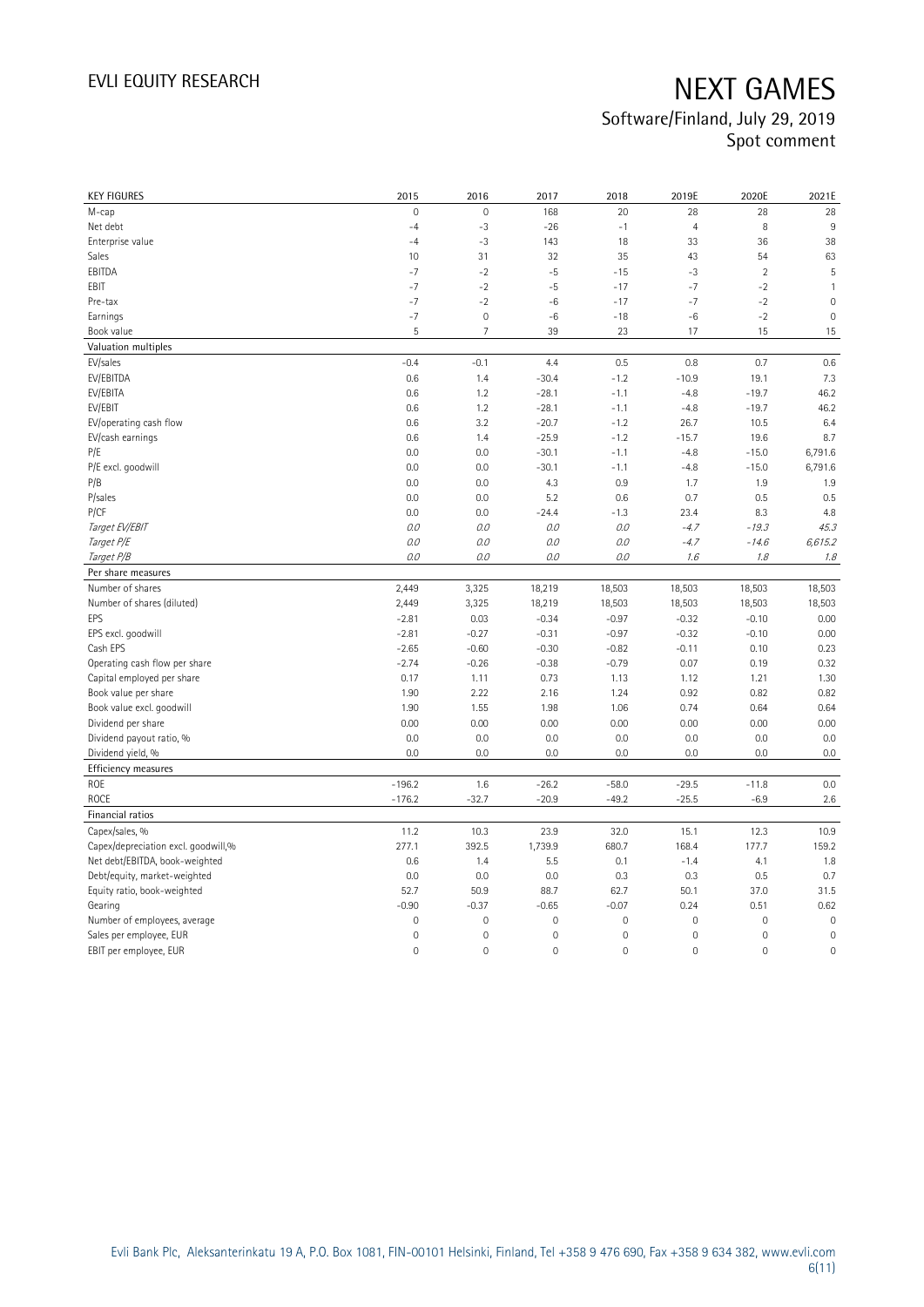# NEXT GAMES

Software/Finland, July 29, 2019
Spot comment

| KEY FIGURES | 2015 | 2016 | 2017 | 2018 | 2019E | 2020E | 2021E |
|---|---|---|---|---|---|---|---|
| M-cap | 0 | 0 | 168 | 20 | 28 | 28 | 28 |
| Net debt | -4 | -3 | -26 | -1 | 4 | 8 | 9 |
| Enterprise value | -4 | -3 | 143 | 18 | 33 | 36 | 38 |
| Sales | 10 | 31 | 32 | 35 | 43 | 54 | 63 |
| EBITDA | -7 | -2 | -5 | -15 | -3 | 2 | 5 |
| EBIT | -7 | -2 | -5 | -17 | -7 | -2 | 1 |
| Pre-tax | -7 | -2 | -6 | -17 | -7 | -2 | 0 |
| Earnings | -7 | 0 | -6 | -18 | -6 | -2 | 0 |
| Book value | 5 | 7 | 39 | 23 | 17 | 15 | 15 |
| **Valuation multiples** | | | | | | | |
| EV/sales | -0.4 | -0.1 | 4.4 | 0.5 | 0.8 | 0.7 | 0.6 |
| EV/EBITDA | 0.6 | 1.4 | -30.4 | -1.2 | -10.9 | 19.1 | 7.3 |
| EV/EBITA | 0.6 | 1.2 | -28.1 | -1.1 | -4.8 | -19.7 | 46.2 |
| EV/EBIT | 0.6 | 1.2 | -28.1 | -1.1 | -4.8 | -19.7 | 46.2 |
| EV/operating cash flow | 0.6 | 3.2 | -20.7 | -1.2 | 26.7 | 10.5 | 6.4 |
| EV/cash earnings | 0.6 | 1.4 | -25.9 | -1.2 | -15.7 | 19.6 | 8.7 |
| P/E | 0.0 | 0.0 | -30.1 | -1.1 | -4.8 | -15.0 | 6,791.6 |
| P/E excl. goodwill | 0.0 | 0.0 | -30.1 | -1.1 | -4.8 | -15.0 | 6,791.6 |
| P/B | 0.0 | 0.0 | 4.3 | 0.9 | 1.7 | 1.9 | 1.9 |
| P/sales | 0.0 | 0.0 | 5.2 | 0.6 | 0.7 | 0.5 | 0.5 |
| P/CF | 0.0 | 0.0 | -24.4 | -1.3 | 23.4 | 8.3 | 4.8 |
| *Target EV/EBIT* | *0.0* | *0.0* | *0.0* | *0.0* | *-4.7* | *-19.3* | *45.3* |
| *Target P/E* | *0.0* | *0.0* | *0.0* | *0.0* | *-4.7* | *-14.6* | *6,615.2* |
| *Target P/B* | *0.0* | *0.0* | *0.0* | *0.0* | *1.6* | *1.8* | *1.8* |
| **Per share measures** | | | | | | | |
| Number of shares | 2,449 | 3,325 | 18,219 | 18,503 | 18,503 | 18,503 | 18,503 |
| Number of shares (diluted) | 2,449 | 3,325 | 18,219 | 18,503 | 18,503 | 18,503 | 18,503 |
| EPS | -2.81 | 0.03 | -0.34 | -0.97 | -0.32 | -0.10 | 0.00 |
| EPS excl. goodwill | -2.81 | -0.27 | -0.31 | -0.97 | -0.32 | -0.10 | 0.00 |
| Cash EPS | -2.65 | -0.60 | -0.30 | -0.82 | -0.11 | 0.10 | 0.23 |
| Operating cash flow per share | -2.74 | -0.26 | -0.38 | -0.79 | 0.07 | 0.19 | 0.32 |
| Capital employed per share | 0.17 | 1.11 | 0.73 | 1.13 | 1.12 | 1.21 | 1.30 |
| Book value per share | 1.90 | 2.22 | 2.16 | 1.24 | 0.92 | 0.82 | 0.82 |
| Book value excl. goodwill | 1.90 | 1.55 | 1.98 | 1.06 | 0.74 | 0.64 | 0.64 |
| Dividend per share | 0.00 | 0.00 | 0.00 | 0.00 | 0.00 | 0.00 | 0.00 |
| Dividend payout ratio, % | 0.0 | 0.0 | 0.0 | 0.0 | 0.0 | 0.0 | 0.0 |
| Dividend yield, % | 0.0 | 0.0 | 0.0 | 0.0 | 0.0 | 0.0 | 0.0 |
| **Efficiency measures** | | | | | | | |
| ROE | -196.2 | 1.6 | -26.2 | -58.0 | -29.5 | -11.8 | 0.0 |
| ROCE | -176.2 | -32.7 | -20.9 | -49.2 | -25.5 | -6.9 | 2.6 |
| **Financial ratios** | | | | | | | |
| Capex/sales, % | 11.2 | 10.3 | 23.9 | 32.0 | 15.1 | 12.3 | 10.9 |
| Capex/depreciation excl. goodwill,% | 277.1 | 392.5 | 1,739.9 | 680.7 | 168.4 | 177.7 | 159.2 |
| Net debt/EBITDA, book-weighted | 0.6 | 1.4 | 5.5 | 0.1 | -1.4 | 4.1 | 1.8 |
| Debt/equity, market-weighted | 0.0 | 0.0 | 0.0 | 0.3 | 0.3 | 0.5 | 0.7 |
| Equity ratio, book-weighted | 52.7 | 50.9 | 88.7 | 62.7 | 50.1 | 37.0 | 31.5 |
| Gearing | -0.90 | -0.37 | -0.65 | -0.07 | 0.24 | 0.51 | 0.62 |
| Number of employees, average | 0 | 0 | 0 | 0 | 0 | 0 | 0 |
| Sales per employee, EUR | 0 | 0 | 0 | 0 | 0 | 0 | 0 |
| EBIT per employee, EUR | 0 | 0 | 0 | 0 | 0 | 0 | 0 |

Evli Bank Plc, Aleksanterinkatu 19 A, P.O. Box 1081, FIN-00101 Helsinki, Finland, Tel +358 9 476 690, Fax +358 9 634 382, www.evli.com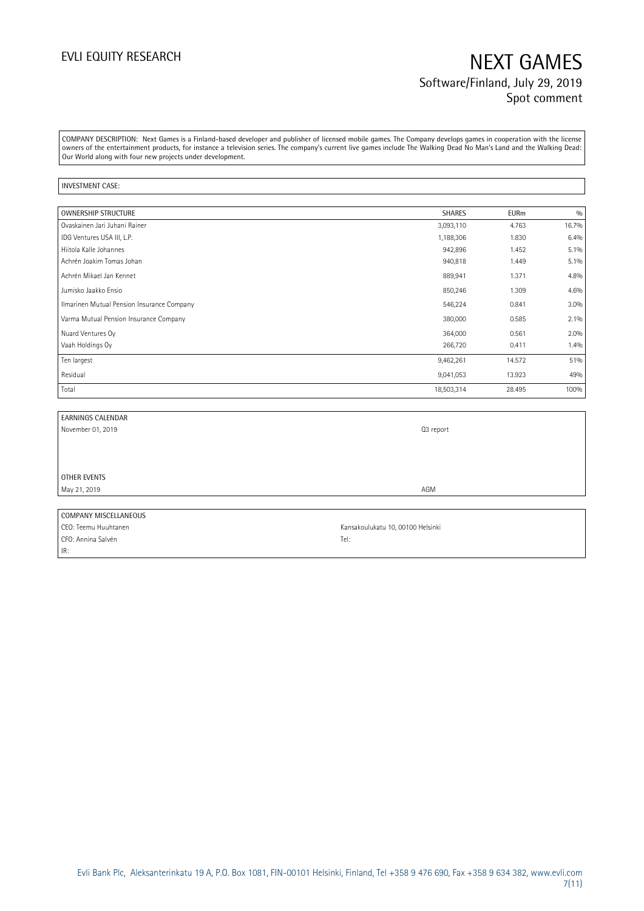COMPANY DESCRIPTION: Next Games is a Finland-based developer and publisher of licensed mobile games. The Company develops games in cooperation with the license owners of the entertainment products, for instance a television series. The company's current live games include The Walking Dead No Man's Land and the Walking Dead: Our World along with four new projects under development.

INVESTMENT CASE:

| OWNERSHIP STRUCTURE | SHARES | EURm | % |
|---|---|---|---|
| Ovaskainen Jari Juhani Rainer | 3,093,110 | 4.763 | 16.7% |
| IDG Ventures USA III, L.P. | 1,188,306 | 1.830 | 6.4% |
| Hiitola Kalle Johannes | 942,896 | 1.452 | 5.1% |
| Achrén Joakim Tomas Johan | 940,818 | 1.449 | 5.1% |
| Achrén Mikael Jan Kennet | 889,941 | 1.371 | 4.8% |
| Jumisko Jaakko Ensio | 850,246 | 1.309 | 4.6% |
| Ilmarinen Mutual Pension Insurance Company | 546,224 | 0.841 | 3.0% |
| Varma Mutual Pension Insurance Company | 380,000 | 0.585 | 2.1% |
| Nuard Ventures Oy | 364,000 | 0.561 | 2.0% |
| Vaah Holdings Oy | 266,720 | 0.411 | 1.4% |
| Ten largest | 9,462,261 | 14.572 | 51% |
| Residual | 9,041,053 | 13.923 | 49% |
| Total | 18,503,314 | 28.495 | 100% |

| EARNINGS CALENDAR | |
|---|---|
| November 01, 2019 | Q3 report |
| | |
| OTHER EVENTS | |
| May 21, 2019 | AGM |

| COMPANY MISCELLANEOUS | |
|---|---|
| CEO: Teemu Huuhtanen | Kansakoulukatu 10, 00100 Helsinki |
| CFO: Annina Salvén | Tel: |
| IR: | |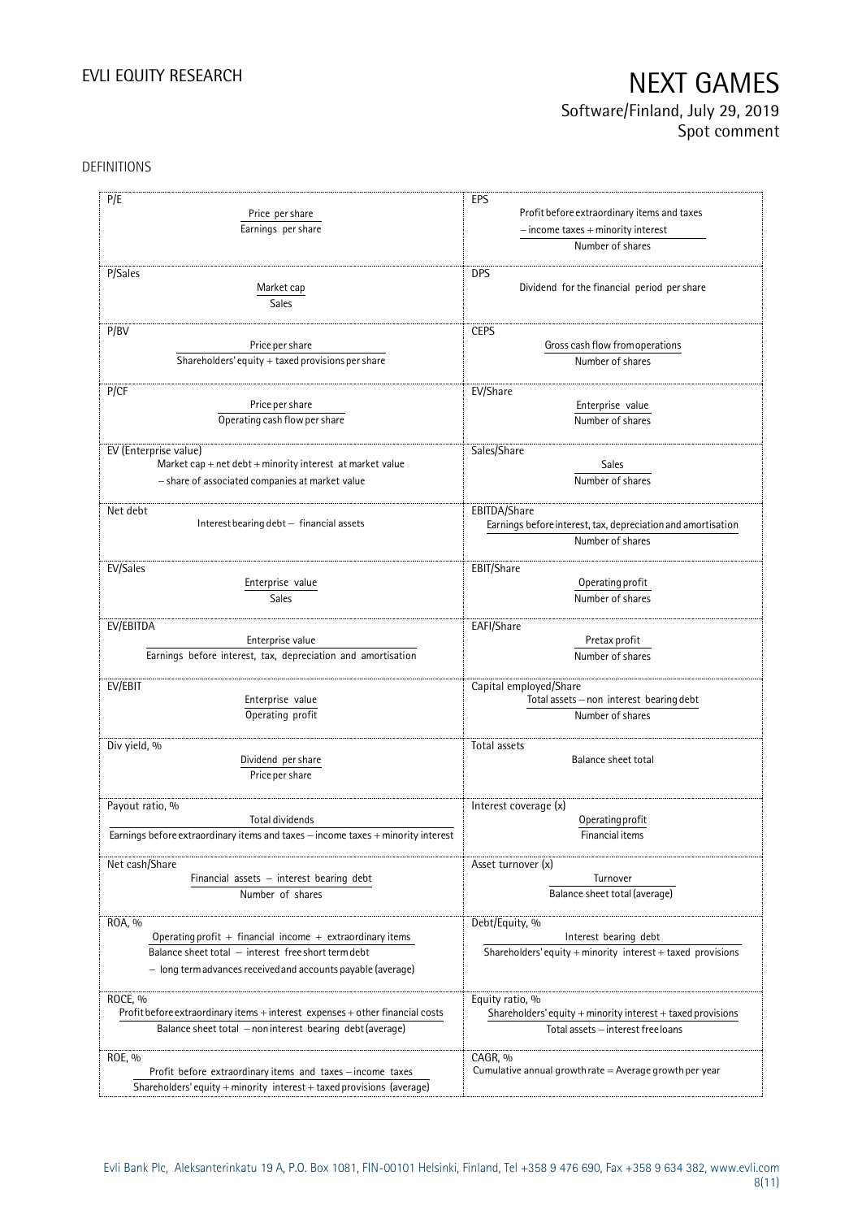DEFINITIONS

| | |
|---|---|
| **P/E**<br>$\frac{\text{Price per share}}{\text{Earnings per share}}$ | **EPS**<br>$\frac{\text{Profit before extraordinary items and taxes} - \text{income taxes} + \text{minority interest}}{\text{Number of shares}}$ |
| **P/Sales**<br>$\frac{\text{Market cap}}{\text{Sales}}$ | **DPS**<br>Dividend for the financial period per share |
| **P/BV**<br>$\frac{\text{Price per share}}{\text{Shareholders' equity} + \text{taxed provisions per share}}$ | **CEPS**<br>$\frac{\text{Gross cash flow from operations}}{\text{Number of shares}}$ |
| **P/CF**<br>$\frac{\text{Price per share}}{\text{Operating cash flow per share}}$ | **EV/Share**<br>$\frac{\text{Enterprise value}}{\text{Number of shares}}$ |
| **EV (Enterprise value)**<br>Market cap + net debt + minority interest at market value − share of associated companies at market value | **Sales/Share**<br>$\frac{\text{Sales}}{\text{Number of shares}}$ |
| **Net debt**<br>Interest bearing debt − financial assets | **EBITDA/Share**<br>$\frac{\text{Earnings before interest, tax, depreciation and amortisation}}{\text{Number of shares}}$ |
| **EV/Sales**<br>$\frac{\text{Enterprise value}}{\text{Sales}}$ | **EBIT/Share**<br>$\frac{\text{Operating profit}}{\text{Number of shares}}$ |
| **EV/EBITDA**<br>$\frac{\text{Enterprise value}}{\text{Earnings before interest, tax, depreciation and amortisation}}$ | **EAFI/Share**<br>$\frac{\text{Pretax profit}}{\text{Number of shares}}$ |
| **EV/EBIT**<br>$\frac{\text{Enterprise value}}{\text{Operating profit}}$ | **Capital employed/Share**<br>$\frac{\text{Total assets} - \text{non interest bearing debt}}{\text{Number of shares}}$ |
| **Div yield, %**<br>$\frac{\text{Dividend per share}}{\text{Price per share}}$ | **Total assets**<br>Balance sheet total |
| **Payout ratio, %**<br>$\frac{\text{Total dividends}}{\text{Earnings before extraordinary items and taxes} - \text{income taxes} + \text{minority interest}}$ | **Interest coverage (x)**<br>$\frac{\text{Operating profit}}{\text{Financial items}}$ |
| **Net cash/Share**<br>$\frac{\text{Financial assets} - \text{interest bearing debt}}{\text{Number of shares}}$ | **Asset turnover (x)**<br>$\frac{\text{Turnover}}{\text{Balance sheet total (average)}}$ |
| **ROA, %**<br>$\frac{\text{Operating profit} + \text{financial income} + \text{extraordinary items}}{\text{Balance sheet total} - \text{interest free short term debt} - \text{long term advances received and accounts payable (average)}}$ | **Debt/Equity, %**<br>$\frac{\text{Interest bearing debt}}{\text{Shareholders' equity} + \text{minority interest} + \text{taxed provisions}}$ |
| **ROCE, %**<br>$\frac{\text{Profit before extraordinary items} + \text{interest expenses} + \text{other financial costs}}{\text{Balance sheet total} - \text{non interest bearing debt (average)}}$ | **Equity ratio, %**<br>$\frac{\text{Shareholders' equity} + \text{minority interest} + \text{taxed provisions}}{\text{Total assets} - \text{interest free loans}}$ |
| **ROE, %**<br>$\frac{\text{Profit before extraordinary items and taxes} - \text{income taxes}}{\text{Shareholders' equity} + \text{minority interest} + \text{taxed provisions (average)}}$ | **CAGR, %**<br>Cumulative annual growth rate = Average growth per year |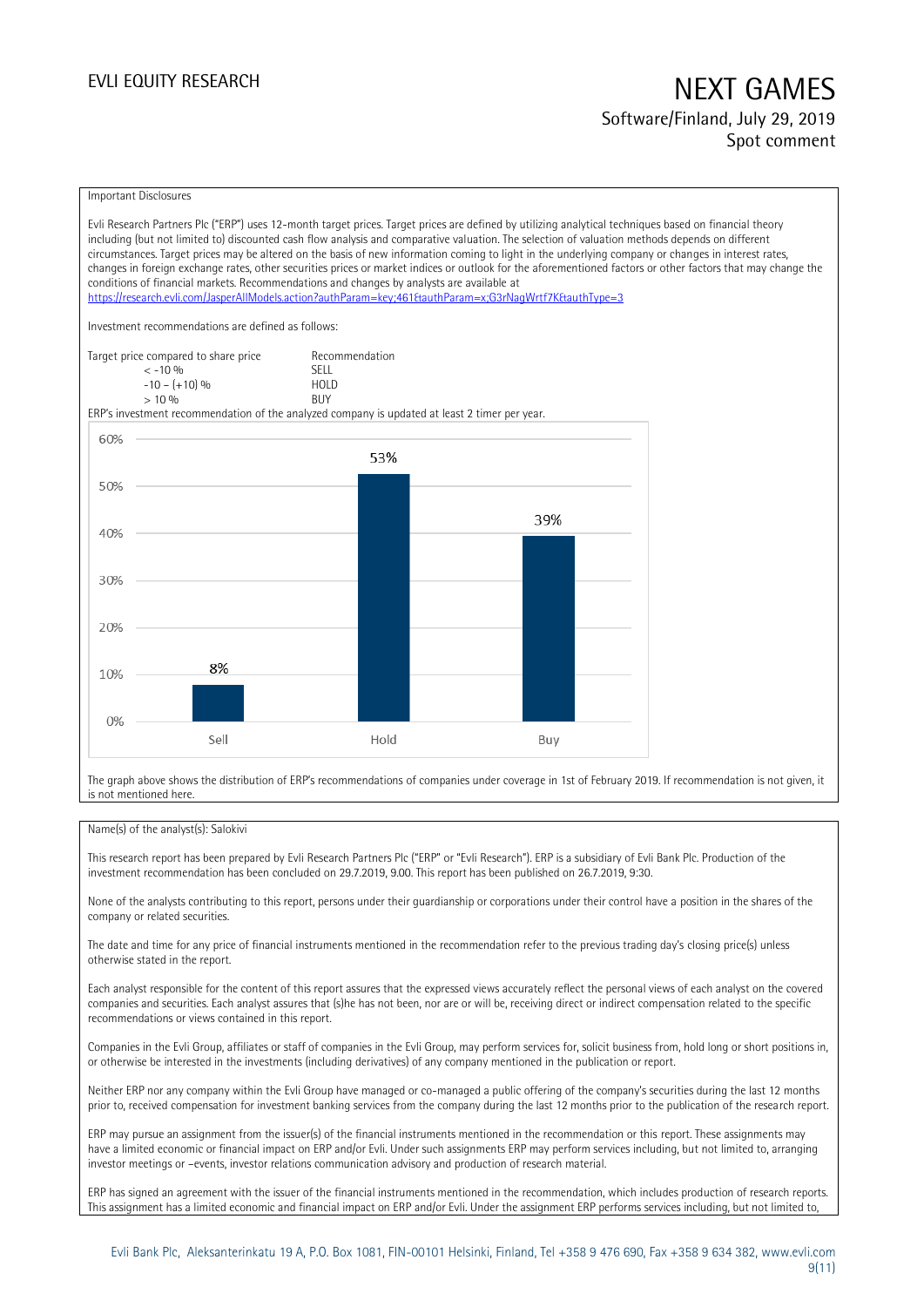Important Disclosures

Evli Research Partners Plc ("ERP") uses 12-month target prices. Target prices are defined by utilizing analytical techniques based on financial theory including (but not limited to) discounted cash flow analysis and comparative valuation. The selection of valuation methods depends on different circumstances. Target prices may be altered on the basis of new information coming to light in the underlying company or changes in interest rates, changes in foreign exchange rates, other securities prices or market indices or outlook for the aforementioned factors or other factors that may change the conditions of financial markets. Recommendations and changes by analysts are available at https://research.evli.com/JasperAllModels.action?authParam=key;461&authParam=x;G3rNagWrtf7K&authType=3

Investment recommendations are defined as follows:

| Target price compared to share price | Recommendation |
|---|---|
| < -10 % | SELL |
| -10 – (+10) % | HOLD |
| > 10 % | BUY |

ERP's investment recommendation of the analyzed company is updated at least 2 timer per year.

| | Sell | Hold | Buy |
|---|---|---|---|
| Share of recommendations | 8% | 53% | 39% |

The graph above shows the distribution of ERP's recommendations of companies under coverage in 1st of February 2019. If recommendation is not given, it is not mentioned here.

Name(s) of the analyst(s): Salokivi

This research report has been prepared by Evli Research Partners Plc ("ERP" or "Evli Research"). ERP is a subsidiary of Evli Bank Plc. Production of the investment recommendation has been concluded on 29.7.2019, 9.00. This report has been published on 26.7.2019, 9:30.

None of the analysts contributing to this report, persons under their guardianship or corporations under their control have a position in the shares of the company or related securities.

The date and time for any price of financial instruments mentioned in the recommendation refer to the previous trading day's closing price(s) unless otherwise stated in the report.

Each analyst responsible for the content of this report assures that the expressed views accurately reflect the personal views of each analyst on the covered companies and securities. Each analyst assures that (s)he has not been, nor are or will be, receiving direct or indirect compensation related to the specific recommendations or views contained in this report.

Companies in the Evli Group, affiliates or staff of companies in the Evli Group, may perform services for, solicit business from, hold long or short positions in, or otherwise be interested in the investments (including derivatives) of any company mentioned in the publication or report.

Neither ERP nor any company within the Evli Group have managed or co-managed a public offering of the company's securities during the last 12 months prior to, received compensation for investment banking services from the company during the last 12 months prior to the publication of the research report.

ERP may pursue an assignment from the issuer(s) of the financial instruments mentioned in the recommendation or this report. These assignments may have a limited economic or financial impact on ERP and/or Evli. Under such assignments ERP may perform services including, but not limited to, arranging investor meetings or –events, investor relations communication advisory and production of research material.

ERP has signed an agreement with the issuer of the financial instruments mentioned in the recommendation, which includes production of research reports. This assignment has a limited economic and financial impact on ERP and/or Evli. Under the assignment ERP performs services including, but not limited to,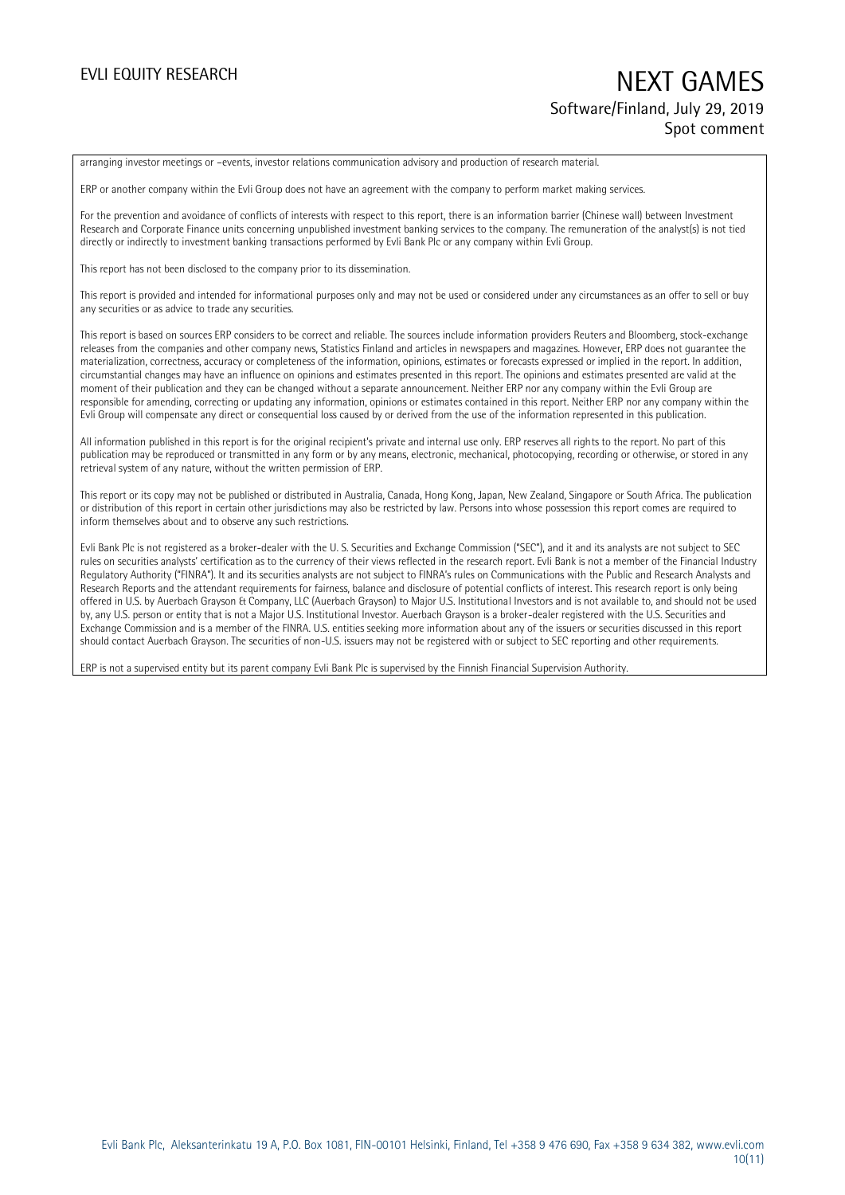arranging investor meetings or –events, investor relations communication advisory and production of research material.

ERP or another company within the Evli Group does not have an agreement with the company to perform market making services.

For the prevention and avoidance of conflicts of interests with respect to this report, there is an information barrier (Chinese wall) between Investment Research and Corporate Finance units concerning unpublished investment banking services to the company. The remuneration of the analyst(s) is not tied directly or indirectly to investment banking transactions performed by Evli Bank Plc or any company within Evli Group.

This report has not been disclosed to the company prior to its dissemination.

This report is provided and intended for informational purposes only and may not be used or considered under any circumstances as an offer to sell or buy any securities or as advice to trade any securities.

This report is based on sources ERP considers to be correct and reliable. The sources include information providers Reuters and Bloomberg, stock-exchange releases from the companies and other company news, Statistics Finland and articles in newspapers and magazines. However, ERP does not guarantee the materialization, correctness, accuracy or completeness of the information, opinions, estimates or forecasts expressed or implied in the report. In addition, circumstantial changes may have an influence on opinions and estimates presented in this report. The opinions and estimates presented are valid at the moment of their publication and they can be changed without a separate announcement. Neither ERP nor any company within the Evli Group are responsible for amending, correcting or updating any information, opinions or estimates contained in this report. Neither ERP nor any company within the Evli Group will compensate any direct or consequential loss caused by or derived from the use of the information represented in this publication.

All information published in this report is for the original recipient's private and internal use only. ERP reserves all rights to the report. No part of this publication may be reproduced or transmitted in any form or by any means, electronic, mechanical, photocopying, recording or otherwise, or stored in any retrieval system of any nature, without the written permission of ERP.

This report or its copy may not be published or distributed in Australia, Canada, Hong Kong, Japan, New Zealand, Singapore or South Africa. The publication or distribution of this report in certain other jurisdictions may also be restricted by law. Persons into whose possession this report comes are required to inform themselves about and to observe any such restrictions.

Evli Bank Plc is not registered as a broker-dealer with the U. S. Securities and Exchange Commission ("SEC"), and it and its analysts are not subject to SEC rules on securities analysts' certification as to the currency of their views reflected in the research report. Evli Bank is not a member of the Financial Industry Regulatory Authority ("FINRA"). It and its securities analysts are not subject to FINRA's rules on Communications with the Public and Research Analysts and Research Reports and the attendant requirements for fairness, balance and disclosure of potential conflicts of interest. This research report is only being offered in U.S. by Auerbach Grayson & Company, LLC (Auerbach Grayson) to Major U.S. Institutional Investors and is not available to, and should not be used by, any U.S. person or entity that is not a Major U.S. Institutional Investor. Auerbach Grayson is a broker-dealer registered with the U.S. Securities and Exchange Commission and is a member of the FINRA. U.S. entities seeking more information about any of the issuers or securities discussed in this report should contact Auerbach Grayson. The securities of non-U.S. issuers may not be registered with or subject to SEC reporting and other requirements.

ERP is not a supervised entity but its parent company Evli Bank Plc is supervised by the Finnish Financial Supervision Authority.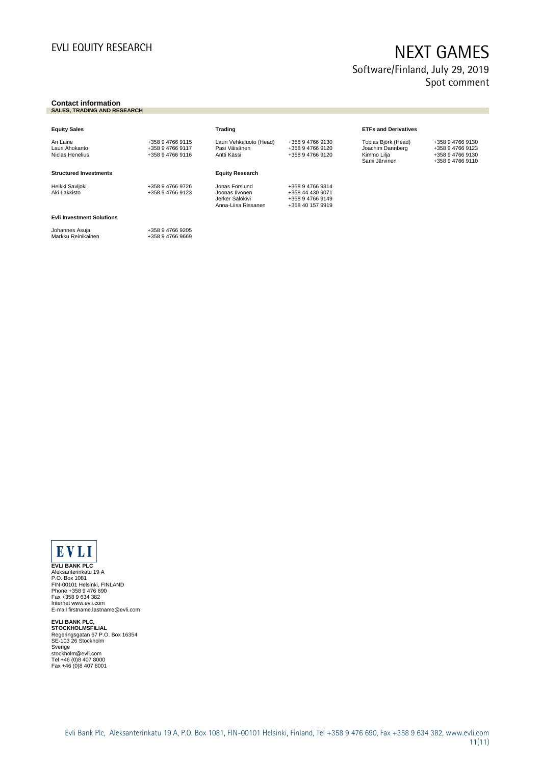## Contact information

**SALES, TRADING AND RESEARCH**

**Equity Sales**

| | |
|---|---|
| Ari Laine | +358 9 4766 9115 |
| Lauri Ahokanto | +358 9 4766 9117 |
| Niclas Henelius | +358 9 4766 9116 |

**Trading**

| | |
|---|---|
| Lauri Vehkaluoto (Head) | +358 9 4766 9130 |
| Pasi Väisänen | +358 9 4766 9120 |
| Antti Kässi | +358 9 4766 9120 |

**ETFs and Derivatives**

| | |
|---|---|
| Tobias Björk (Head) | +358 9 4766 9130 |
| Joachim Dannberg | +358 9 4766 9123 |
| Kimmo Lilja | +358 9 4766 9130 |
| Sami Järvinen | +358 9 4766 9110 |

**Structured Investments**

| | |
|---|---|
| Heikki Savijoki | +358 9 4766 9726 |
| Aki Lakkisto | +358 9 4766 9123 |

**Equity Research**

| | |
|---|---|
| Jonas Forslund | +358 9 4766 9314 |
| Joonas Ilvonen | +358 44 430 9071 |
| Jerker Salokivi | +358 9 4766 9149 |
| Anna-Liisa Rissanen | +358 40 157 9919 |

**Evli Investment Solutions**

| | |
|---|---|
| Johannes Asuja | +358 9 4766 9205 |
| Markku Reinikainen | +358 9 4766 9669 |

EVLI

**EVLI BANK PLC**
Aleksanterinkatu 19 A
P.O. Box 1081
FIN-00101 Helsinki, FINLAND
Phone +358 9 476 690
Fax +358 9 634 382
Internet www.evli.com
E-mail firstname.lastname@evli.com

**EVLI BANK PLC, STOCKHOLMSFILIAL**
Regeringsgatan 67 P.O. Box 16354
SE-103 26 Stockholm
Sverige
stockholm@evli.com
Tel +46 (0)8 407 8000
Fax +46 (0)8 407 8001